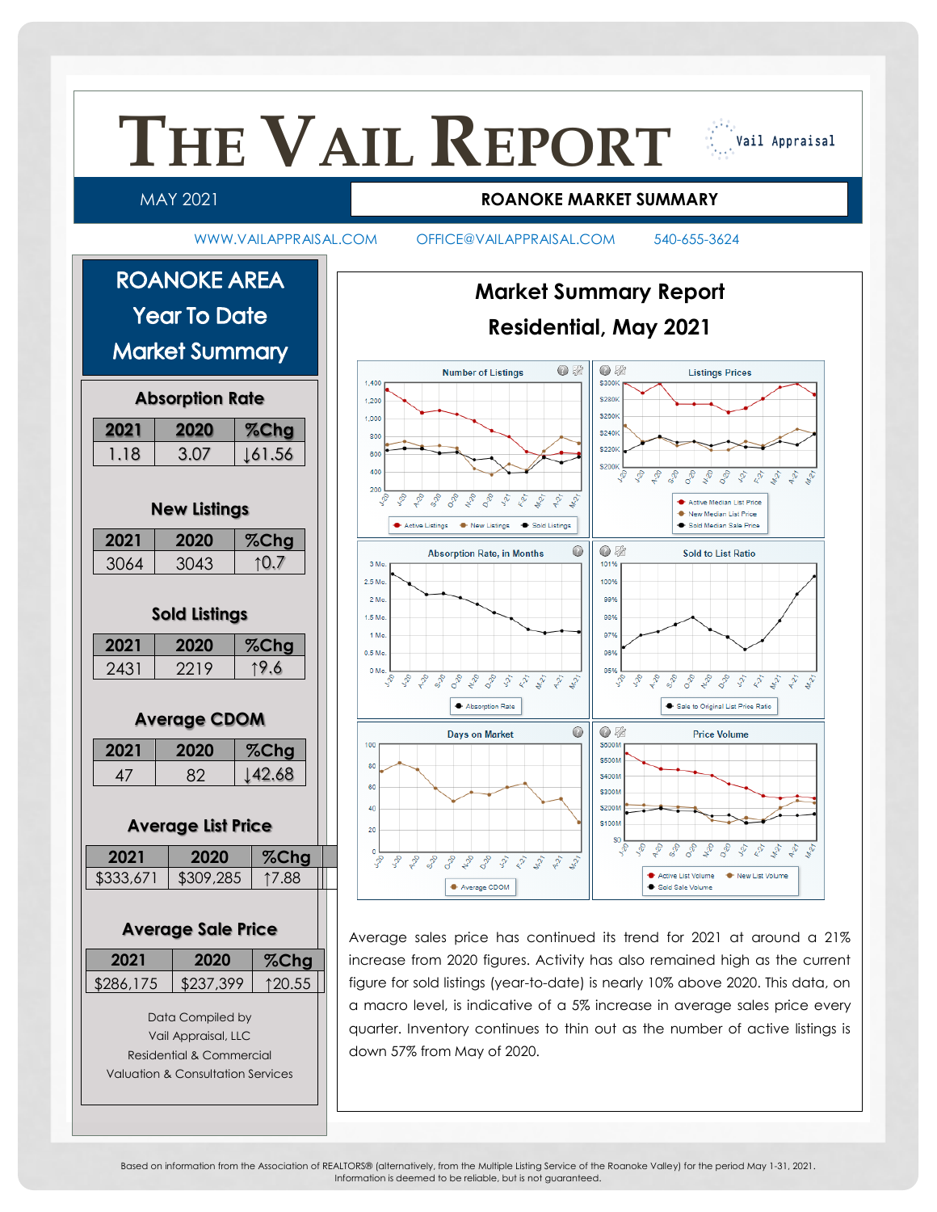# THE VAIL REPORT

Vail Appraisal

MAY 2021

**ROANOKE MARKET SUMMARY**

WWW.VAILAPPRAISAL.COM OFFICE@VAILAPPRAISAL.COM 540-655-3624

## ROANOKE AREA Year To Date Market Summary

### Absorption Rate

| 2021 | 2020 | %Chg |
|---|---|---|
| 1.18 | 3.07 | ↓61.56 |

### New Listings

| 2021 | 2020 | %Chg |
|---|---|---|
| 3064 | 3043 | ↑0.7 |

### Sold Listings

| 2021 | 2020 | %Chg |
|---|---|---|
| 2431 | 2219 | ↑9.6 |

### Average CDOM

| 2021 | 2020 | %Chg |
|---|---|---|
| 47 | 82 | ↓42.68 |

### Average List Price

| 2021 | 2020 | %Chg |
|---|---|---|
| $333,671 | $309,285 | ↑7.88 |

### Average Sale Price

| 2021 | 2020 | %Chg |
|---|---|---|
| $286,175 | $237,399 | ↑20.55 |

Data Compiled by
Vail Appraisal, LLC
Residential & Commercial
Valuation & Consultation Services

## Market Summary Report
## Residential, May 2021

Average sales price has continued its trend for 2021 at around a 21% increase from 2020 figures. Activity has also remained high as the current figure for sold listings (year-to-date) is nearly 10% above 2020. This data, on a macro level, is indicative of a 5% increase in average sales price every quarter. Inventory continues to thin out as the number of active listings is down 57% from May of 2020.

Based on information from the Association of REALTORS® (alternatively, from the Multiple Listing Service of the Roanoke Valley) for the period May 1-31, 2021.
Information is deemed to be reliable, but is not guaranteed.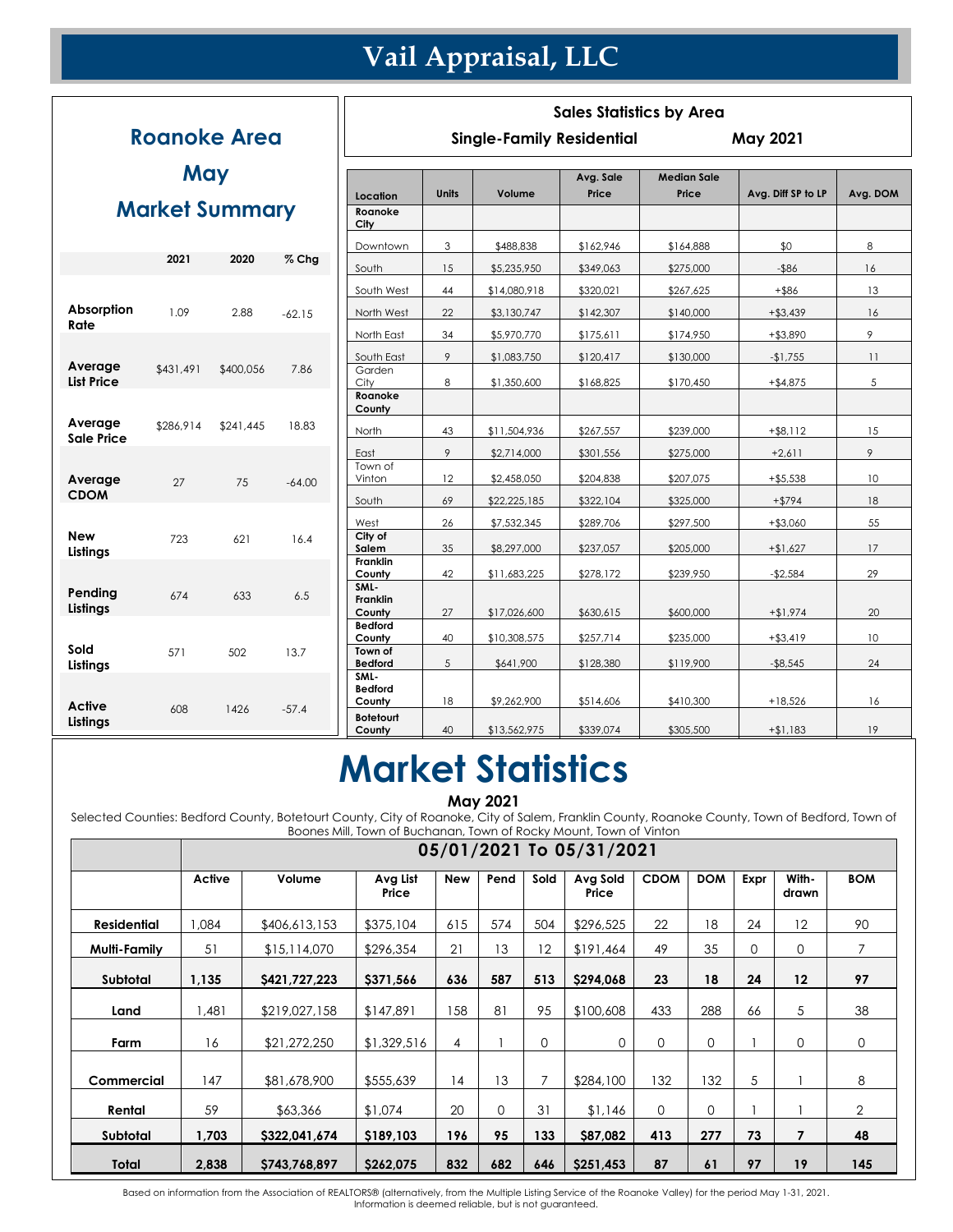# Vail Appraisal, LLC

## Roanoke Area May Market Summary

| | 2021 | 2020 | % Chg |
|---|---|---|---|
| Absorption Rate | 1.09 | 2.88 | -62.15 |
| Average List Price | $431,491 | $400,056 | 7.86 |
| Average Sale Price | $286,914 | $241,445 | 18.83 |
| Average CDOM | 27 | 75 | -64.00 |
| New Listings | 723 | 621 | 16.4 |
| Pending Listings | 674 | 633 | 6.5 |
| Sold Listings | 571 | 502 | 13.7 |
| Active Listings | 608 | 1426 | -57.4 |

## Sales Statistics by Area

**Single-Family Residential** **May 2021**

| Location | Units | Volume | Avg. Sale Price | Median Sale Price | Avg. Diff SP to LP | Avg. DOM |
|---|---|---|---|---|---|---|
| **Roanoke City** | | | | | | |
| Downtown | 3 | $488,838 | $162,946 | $164,888 | $0 | 8 |
| South | 15 | $5,235,950 | $349,063 | $275,000 | -$86 | 16 |
| South West | 44 | $14,080,918 | $320,021 | $267,625 | +$86 | 13 |
| North West | 22 | $3,130,747 | $142,307 | $140,000 | +$3,439 | 16 |
| North East | 34 | $5,970,770 | $175,611 | $174,950 | +$3,890 | 9 |
| South East | 9 | $1,083,750 | $120,417 | $130,000 | -$1,755 | 11 |
| Garden City | 8 | $1,350,600 | $168,825 | $170,450 | +$4,875 | 5 |
| **Roanoke County** | | | | | | |
| North | 43 | $11,504,936 | $267,557 | $239,000 | +$8,112 | 15 |
| East | 9 | $2,714,000 | $301,556 | $275,000 | +2,611 | 9 |
| Town of Vinton | 12 | $2,458,050 | $204,838 | $207,075 | +$5,538 | 10 |
| South | 69 | $22,225,185 | $322,104 | $325,000 | +$794 | 18 |
| West | 26 | $7,532,345 | $289,706 | $297,500 | +$3,060 | 55 |
| **City of Salem** | 35 | $8,297,000 | $237,057 | $205,000 | +$1,627 | 17 |
| **Franklin County** | 42 | $11,683,225 | $278,172 | $239,950 | -$2,584 | 29 |
| **SML-Franklin County** | 27 | $17,026,600 | $630,615 | $600,000 | +$1,974 | 20 |
| **Bedford County** | 40 | $10,308,575 | $257,714 | $235,000 | +$3,419 | 10 |
| **Town of Bedford** | 5 | $641,900 | $128,380 | $119,900 | -$8,545 | 24 |
| **SML-Bedford County** | 18 | $9,262,900 | $514,606 | $410,300 | +18,526 | 16 |
| **Botetourt County** | 40 | $13,562,975 | $339,074 | $305,500 | +$1,183 | 19 |

# Market Statistics

**May 2021**

Selected Counties: Bedford County, Botetourt County, City of Roanoke, City of Salem, Franklin County, Roanoke County, Town of Bedford, Town of Boones Mill, Town of Buchanan, Town of Rocky Mount, Town of Vinton

| | 05/01/2021 To 05/31/2021 | | | | | | | | | | | |
|---|---|---|---|---|---|---|---|---|---|---|---|---|
| | Active | Volume | Avg List Price | New | Pend | Sold | Avg Sold Price | CDOM | DOM | Expr | With-drawn | BOM |
| Residential | 1,084 | $406,613,153 | $375,104 | 615 | 574 | 504 | $296,525 | 22 | 18 | 24 | 12 | 90 |
| Multi-Family | 51 | $15,114,070 | $296,354 | 21 | 13 | 12 | $191,464 | 49 | 35 | 0 | 0 | 7 |
| **Subtotal** | **1,135** | **$421,727,223** | **$371,566** | **636** | **587** | **513** | **$294,068** | **23** | **18** | **24** | **12** | **97** |
| Land | 1,481 | $219,027,158 | $147,891 | 158 | 81 | 95 | $100,608 | 433 | 288 | 66 | 5 | 38 |
| Farm | 16 | $21,272,250 | $1,329,516 | 4 | 1 | 0 | 0 | 0 | 0 | 1 | 0 | 0 |
| Commercial | 147 | $81,678,900 | $555,639 | 14 | 13 | 7 | $284,100 | 132 | 132 | 5 | 1 | 8 |
| Rental | 59 | $63,366 | $1,074 | 20 | 0 | 31 | $1,146 | 0 | 0 | 1 | 1 | 2 |
| **Subtotal** | **1,703** | **$322,041,674** | **$189,103** | **196** | **95** | **133** | **$87,082** | **413** | **277** | **73** | **7** | **48** |
| **Total** | **2,838** | **$743,768,897** | **$262,075** | **832** | **682** | **646** | **$251,453** | **87** | **61** | **97** | **19** | **145** |

Based on information from the Association of REALTORS® (alternatively, from the Multiple Listing Service of the Roanoke Valley) for the period May 1-31, 2021. Information is deemed reliable, but is not guaranteed.